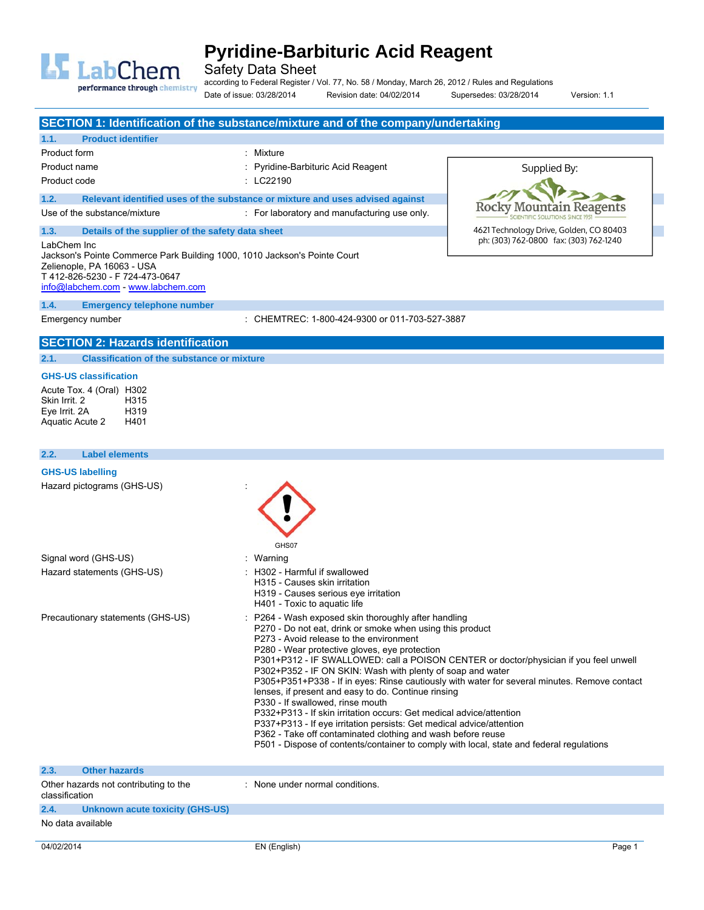# Pyridine-Barbituric Acid Reagent

Safety Data Sheet

according to Federal Register / Vol. 77, No. 58 / Monday, March 26, 2012 / Rules and Regulations

Date of issue: 03/28/2014 Revision date: 04/02/2014 Supersedes: 03/28/2014 Version: 1.1

## SECTION 1: Identification of the substance/mixture and of the company/undertaking

### 1.1. Product identifier

| | |
|---|---|
| Product form | : Mixture |
| Product name | : Pyridine-Barbituric Acid Reagent |
| Product code | : LC22190 |

Supplied By:
Rocky Mountain Reagents
SCIENTIFIC SOLUTIONS SINCE 1951
4621 Technology Drive, Golden, CO 80403
ph: (303) 762-0800 fax: (303) 762-1240

### 1.2. Relevant identified uses of the substance or mixture and uses advised against

| | |
|---|---|
| Use of the substance/mixture | : For laboratory and manufacturing use only. |

### 1.3. Details of the supplier of the safety data sheet

LabChem Inc
Jackson's Pointe Commerce Park Building 1000, 1010 Jackson's Pointe Court
Zelienople, PA 16063 - USA
T 412-826-5230 - F 724-473-0647
info@labchem.com - www.labchem.com

### 1.4. Emergency telephone number

| | |
|---|---|
| Emergency number | : CHEMTREC: 1-800-424-9300 or 011-703-527-3887 |

## SECTION 2: Hazards identification

### 2.1. Classification of the substance or mixture

**GHS-US classification**

Acute Tox. 4 (Oral) H302
Skin Irrit. 2 H315
Eye Irrit. 2A H319
Aquatic Acute 2 H401

### 2.2. Label elements

**GHS-US labelling**

Hazard pictograms (GHS-US) :

GHS07

Signal word (GHS-US) : Warning

Hazard statements (GHS-US) :
H302 - Harmful if swallowed
H315 - Causes skin irritation
H319 - Causes serious eye irritation
H401 - Toxic to aquatic life

Precautionary statements (GHS-US) :
P264 - Wash exposed skin thoroughly after handling
P270 - Do not eat, drink or smoke when using this product
P273 - Avoid release to the environment
P280 - Wear protective gloves, eye protection
P301+P312 - IF SWALLOWED: call a POISON CENTER or doctor/physician if you feel unwell
P302+P352 - IF ON SKIN: Wash with plenty of soap and water
P305+P351+P338 - If in eyes: Rinse cautiously with water for several minutes. Remove contact lenses, if present and easy to do. Continue rinsing
P330 - If swallowed, rinse mouth
P332+P313 - If skin irritation occurs: Get medical advice/attention
P337+P313 - If eye irritation persists: Get medical advice/attention
P362 - Take off contaminated clothing and wash before reuse
P501 - Dispose of contents/container to comply with local, state and federal regulations

### 2.3. Other hazards

| | |
|---|---|
| Other hazards not contributing to the classification | : None under normal conditions. |

### 2.4. Unknown acute toxicity (GHS-US)

No data available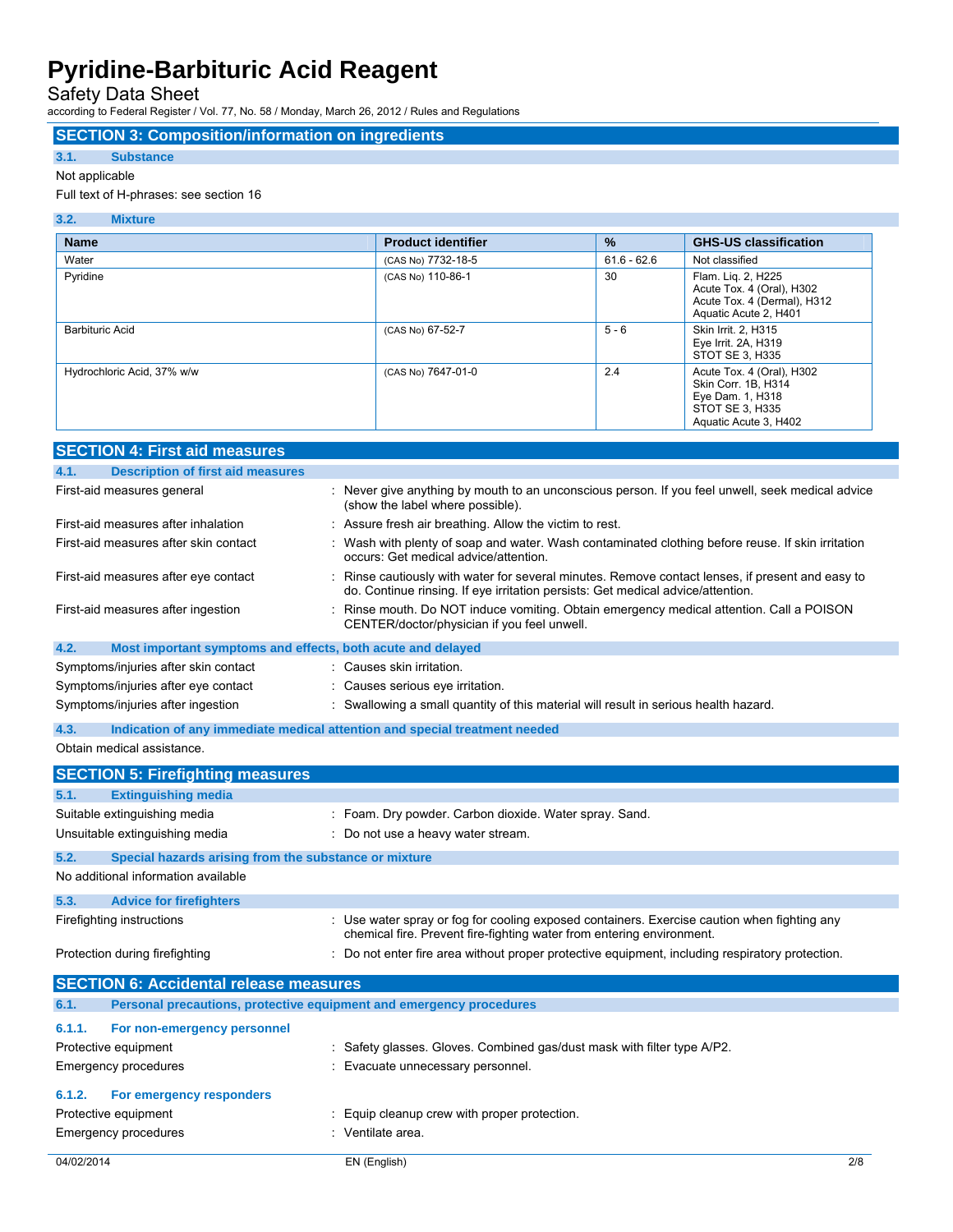## SECTION 3: Composition/information on ingredients

### 3.1. Substance

Not applicable

Full text of H-phrases: see section 16

### 3.2. Mixture

| Name | Product identifier | % | GHS-US classification |
|---|---|---|---|
| Water | (CAS No) 7732-18-5 | 61.6 - 62.6 | Not classified |
| Pyridine | (CAS No) 110-86-1 | 30 | Flam. Liq. 2, H225<br>Acute Tox. 4 (Oral), H302<br>Acute Tox. 4 (Dermal), H312<br>Aquatic Acute 2, H401 |
| Barbituric Acid | (CAS No) 67-52-7 | 5 - 6 | Skin Irrit. 2, H315<br>Eye Irrit. 2A, H319<br>STOT SE 3, H335 |
| Hydrochloric Acid, 37% w/w | (CAS No) 7647-01-0 | 2.4 | Acute Tox. 4 (Oral), H302<br>Skin Corr. 1B, H314<br>Eye Dam. 1, H318<br>STOT SE 3, H335<br>Aquatic Acute 3, H402 |

## SECTION 4: First aid measures

### 4.1. Description of first aid measures

First-aid measures general : Never give anything by mouth to an unconscious person. If you feel unwell, seek medical advice (show the label where possible).

First-aid measures after inhalation : Assure fresh air breathing. Allow the victim to rest.

First-aid measures after skin contact : Wash with plenty of soap and water. Wash contaminated clothing before reuse. If skin irritation occurs: Get medical advice/attention.

First-aid measures after eye contact : Rinse cautiously with water for several minutes. Remove contact lenses, if present and easy to do. Continue rinsing. If eye irritation persists: Get medical advice/attention.

First-aid measures after ingestion : Rinse mouth. Do NOT induce vomiting. Obtain emergency medical attention. Call a POISON CENTER/doctor/physician if you feel unwell.

### 4.2. Most important symptoms and effects, both acute and delayed

Symptoms/injuries after skin contact : Causes skin irritation.

Symptoms/injuries after eye contact : Causes serious eye irritation.

Symptoms/injuries after ingestion : Swallowing a small quantity of this material will result in serious health hazard.

### 4.3. Indication of any immediate medical attention and special treatment needed

Obtain medical assistance.

## SECTION 5: Firefighting measures

### 5.1. Extinguishing media

Suitable extinguishing media : Foam. Dry powder. Carbon dioxide. Water spray. Sand.

Unsuitable extinguishing media : Do not use a heavy water stream.

### 5.2. Special hazards arising from the substance or mixture

No additional information available

### 5.3. Advice for firefighters

Firefighting instructions : Use water spray or fog for cooling exposed containers. Exercise caution when fighting any chemical fire. Prevent fire-fighting water from entering environment.

Protection during firefighting : Do not enter fire area without proper protective equipment, including respiratory protection.

## SECTION 6: Accidental release measures

### 6.1. Personal precautions, protective equipment and emergency procedures

#### 6.1.1. For non-emergency personnel

Protective equipment : Safety glasses. Gloves. Combined gas/dust mask with filter type A/P2.

Emergency procedures : Evacuate unnecessary personnel.

#### 6.1.2. For emergency responders

Protective equipment : Equip cleanup crew with proper protection.

Emergency procedures : Ventilate area.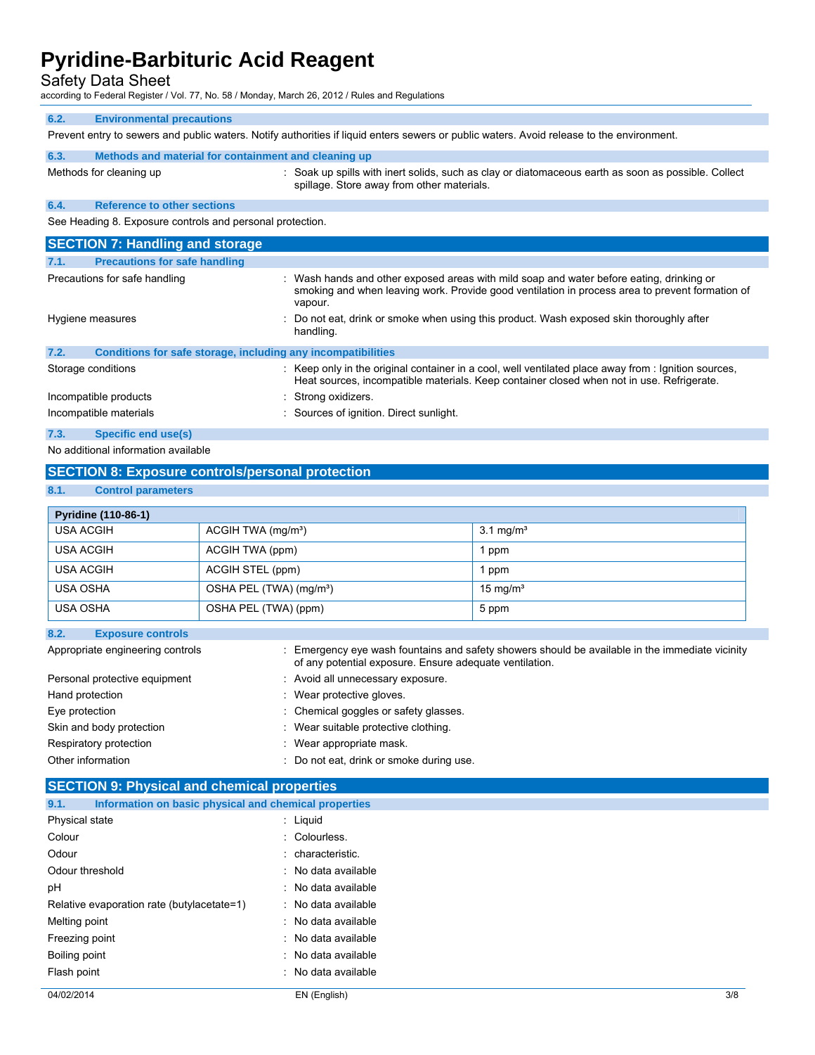### 6.2. Environmental precautions

Prevent entry to sewers and public waters. Notify authorities if liquid enters sewers or public waters. Avoid release to the environment.

### 6.3. Methods and material for containment and cleaning up

Methods for cleaning up : Soak up spills with inert solids, such as clay or diatomaceous earth as soon as possible. Collect spillage. Store away from other materials.

### 6.4. Reference to other sections

See Heading 8. Exposure controls and personal protection.

## SECTION 7: Handling and storage

### 7.1. Precautions for safe handling

Precautions for safe handling : Wash hands and other exposed areas with mild soap and water before eating, drinking or smoking and when leaving work. Provide good ventilation in process area to prevent formation of vapour.

Hygiene measures : Do not eat, drink or smoke when using this product. Wash exposed skin thoroughly after handling.

### 7.2. Conditions for safe storage, including any incompatibilities

Storage conditions : Keep only in the original container in a cool, well ventilated place away from : Ignition sources, Heat sources, incompatible materials. Keep container closed when not in use. Refrigerate.

Incompatible products : Strong oxidizers.

Incompatible materials : Sources of ignition. Direct sunlight.

### 7.3. Specific end use(s)

No additional information available

## SECTION 8: Exposure controls/personal protection

### 8.1. Control parameters

| Pyridine (110-86-1) | | |
|---|---|---|
| USA ACGIH | ACGIH TWA (mg/m³) | 3.1 mg/m³ |
| USA ACGIH | ACGIH TWA (ppm) | 1 ppm |
| USA ACGIH | ACGIH STEL (ppm) | 1 ppm |
| USA OSHA | OSHA PEL (TWA) (mg/m³) | 15 mg/m³ |
| USA OSHA | OSHA PEL (TWA) (ppm) | 5 ppm |

### 8.2. Exposure controls

Appropriate engineering controls : Emergency eye wash fountains and safety showers should be available in the immediate vicinity of any potential exposure. Ensure adequate ventilation.

Personal protective equipment : Avoid all unnecessary exposure.

Hand protection : Wear protective gloves.

Eye protection : Chemical goggles or safety glasses.

Skin and body protection : Wear suitable protective clothing.

Respiratory protection : Wear appropriate mask.

Other information : Do not eat, drink or smoke during use.

## SECTION 9: Physical and chemical properties

### 9.1. Information on basic physical and chemical properties

Physical state : Liquid

Colour : Colourless.

Odour : characteristic.

Odour threshold : No data available

pH : No data available

Relative evaporation rate (butylacetate=1) : No data available

Melting point : No data available

Freezing point : No data available

Boiling point : No data available

Flash point : No data available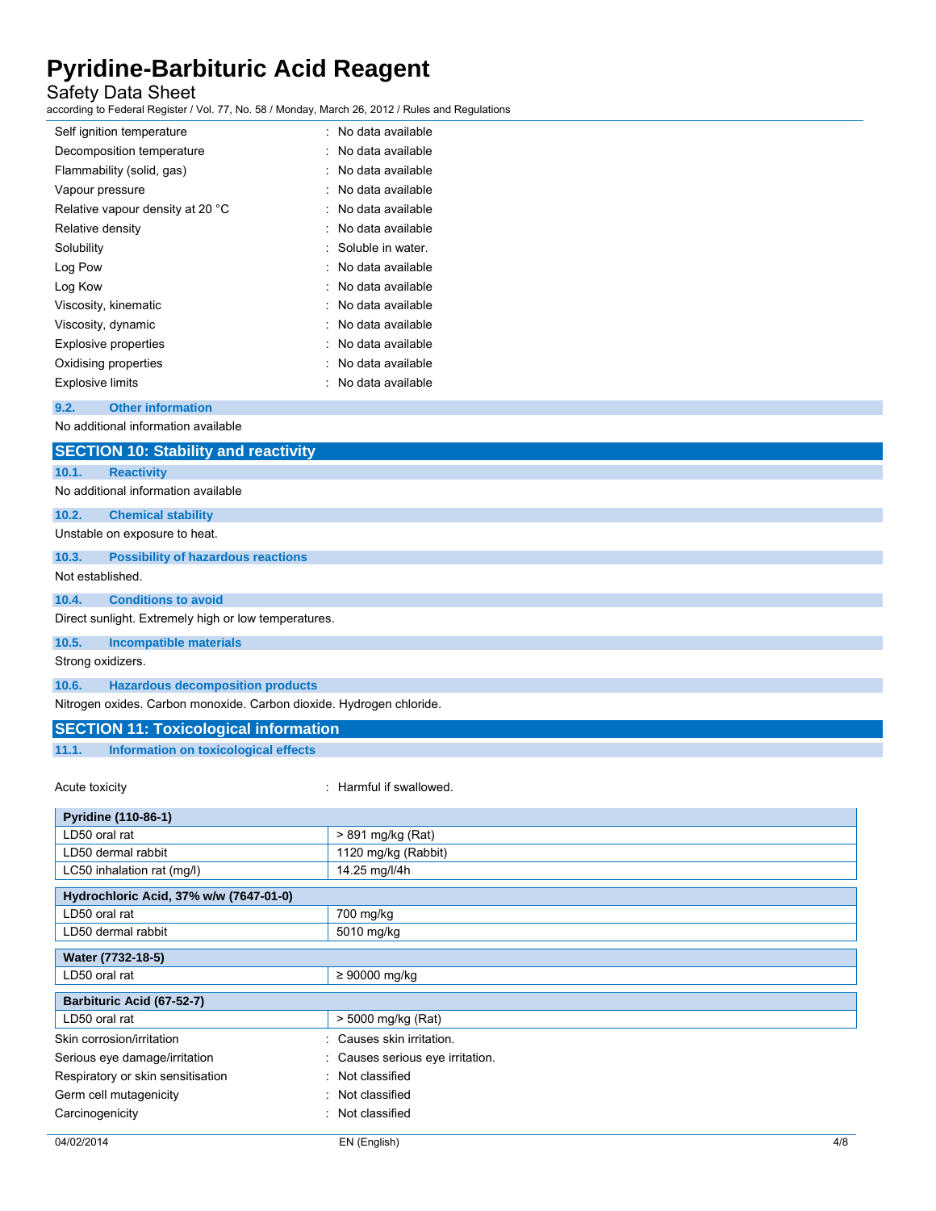| | |
|---|---|
| Self ignition temperature | : No data available |
| Decomposition temperature | : No data available |
| Flammability (solid, gas) | : No data available |
| Vapour pressure | : No data available |
| Relative vapour density at 20 °C | : No data available |
| Relative density | : No data available |
| Solubility | : Soluble in water. |
| Log Pow | : No data available |
| Log Kow | : No data available |
| Viscosity, kinematic | : No data available |
| Viscosity, dynamic | : No data available |
| Explosive properties | : No data available |
| Oxidising properties | : No data available |
| Explosive limits | : No data available |

### 9.2. Other information

No additional information available

## SECTION 10: Stability and reactivity

### 10.1. Reactivity

No additional information available

### 10.2. Chemical stability

Unstable on exposure to heat.

### 10.3. Possibility of hazardous reactions

Not established.

### 10.4. Conditions to avoid

Direct sunlight. Extremely high or low temperatures.

### 10.5. Incompatible materials

Strong oxidizers.

### 10.6. Hazardous decomposition products

Nitrogen oxides. Carbon monoxide. Carbon dioxide. Hydrogen chloride.

## SECTION 11: Toxicological information

### 11.1. Information on toxicological effects

Acute toxicity : Harmful if swallowed.

| Pyridine (110-86-1) | |
|---|---|
| LD50 oral rat | > 891 mg/kg (Rat) |
| LD50 dermal rabbit | 1120 mg/kg (Rabbit) |
| LC50 inhalation rat (mg/l) | 14.25 mg/l/4h |

| Hydrochloric Acid, 37% w/w (7647-01-0) | |
|---|---|
| LD50 oral rat | 700 mg/kg |
| LD50 dermal rabbit | 5010 mg/kg |

| Water (7732-18-5) | |
|---|---|
| LD50 oral rat | ≥ 90000 mg/kg |

| Barbituric Acid (67-52-7) | |
|---|---|
| LD50 oral rat | > 5000 mg/kg (Rat) |

| | |
|---|---|
| Skin corrosion/irritation | : Causes skin irritation. |
| Serious eye damage/irritation | : Causes serious eye irritation. |
| Respiratory or skin sensitisation | : Not classified |
| Germ cell mutagenicity | : Not classified |
| Carcinogenicity | : Not classified |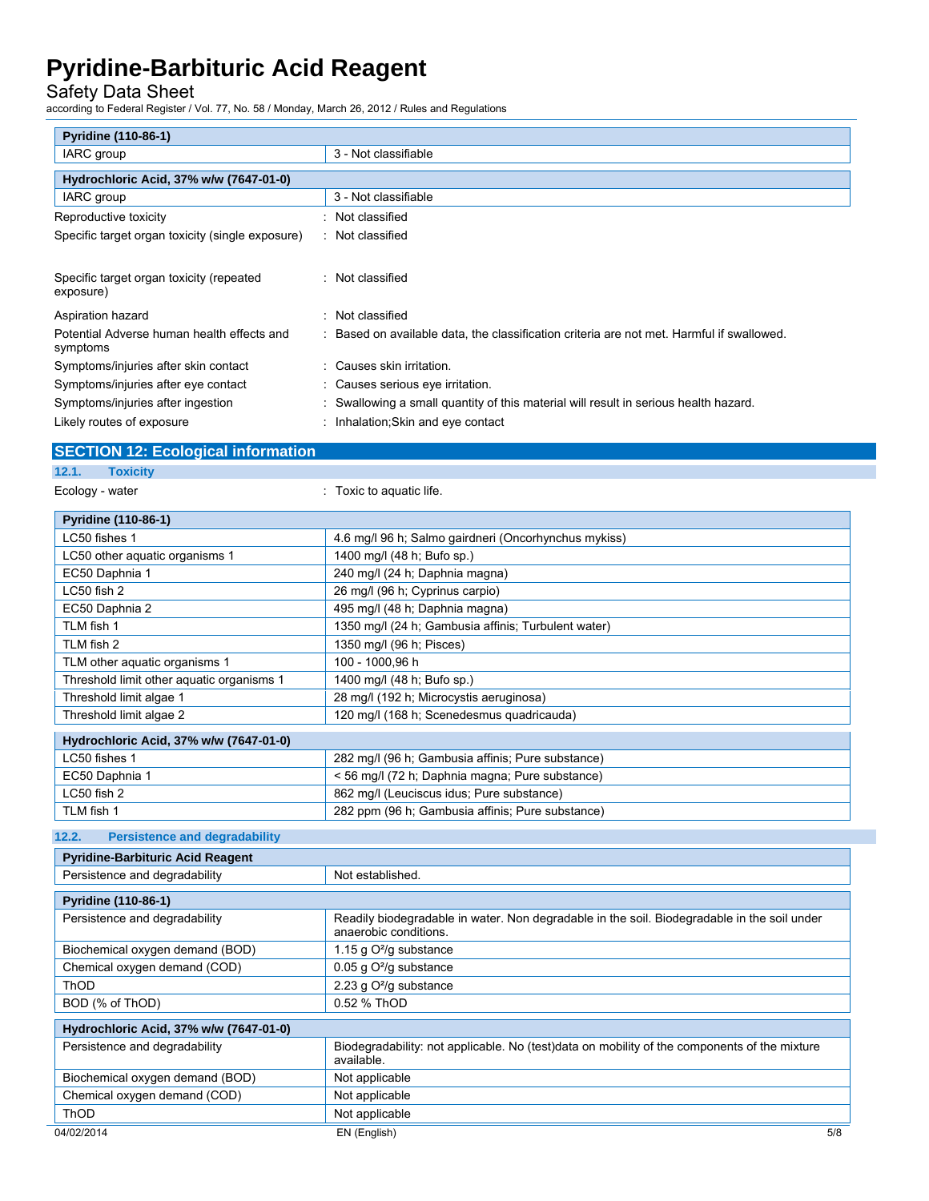| Pyridine (110-86-1) | |
|---|---|
| IARC group | 3 - Not classifiable |

| Hydrochloric Acid, 37% w/w (7647-01-0) | |
|---|---|
| IARC group | 3 - Not classifiable |

Reproductive toxicity : Not classified

Specific target organ toxicity (single exposure) : Not classified

Specific target organ toxicity (repeated exposure) : Not classified

Aspiration hazard : Not classified

Potential Adverse human health effects and symptoms : Based on available data, the classification criteria are not met. Harmful if swallowed.

Symptoms/injuries after skin contact : Causes skin irritation.

Symptoms/injuries after eye contact : Causes serious eye irritation.

Symptoms/injuries after ingestion : Swallowing a small quantity of this material will result in serious health hazard.

Likely routes of exposure : Inhalation;Skin and eye contact

## SECTION 12: Ecological information

### 12.1. Toxicity

Ecology - water : Toxic to aquatic life.

| Pyridine (110-86-1) | |
|---|---|
| LC50 fishes 1 | 4.6 mg/l 96 h; Salmo gairdneri (Oncorhynchus mykiss) |
| LC50 other aquatic organisms 1 | 1400 mg/l (48 h; Bufo sp.) |
| EC50 Daphnia 1 | 240 mg/l (24 h; Daphnia magna) |
| LC50 fish 2 | 26 mg/l (96 h; Cyprinus carpio) |
| EC50 Daphnia 2 | 495 mg/l (48 h; Daphnia magna) |
| TLM fish 1 | 1350 mg/l (24 h; Gambusia affinis; Turbulent water) |
| TLM fish 2 | 1350 mg/l (96 h; Pisces) |
| TLM other aquatic organisms 1 | 100 - 1000,96 h |
| Threshold limit other aquatic organisms 1 | 1400 mg/l (48 h; Bufo sp.) |
| Threshold limit algae 1 | 28 mg/l (192 h; Microcystis aeruginosa) |
| Threshold limit algae 2 | 120 mg/l (168 h; Scenedesmus quadricauda) |

| Hydrochloric Acid, 37% w/w (7647-01-0) | |
|---|---|
| LC50 fishes 1 | 282 mg/l (96 h; Gambusia affinis; Pure substance) |
| EC50 Daphnia 1 | < 56 mg/l (72 h; Daphnia magna; Pure substance) |
| LC50 fish 2 | 862 mg/l (Leuciscus idus; Pure substance) |
| TLM fish 1 | 282 ppm (96 h; Gambusia affinis; Pure substance) |

### 12.2. Persistence and degradability

| Pyridine-Barbituric Acid Reagent | |
|---|---|
| Persistence and degradability | Not established. |

| Pyridine (110-86-1) | |
|---|---|
| Persistence and degradability | Readily biodegradable in water. Non degradable in the soil. Biodegradable in the soil under anaerobic conditions. |
| Biochemical oxygen demand (BOD) | 1.15 g $O^2$/g substance |
| Chemical oxygen demand (COD) | 0.05 g $O^2$/g substance |
| ThOD | 2.23 g $O^2$/g substance |
| BOD (% of ThOD) | 0.52 % ThOD |

| Hydrochloric Acid, 37% w/w (7647-01-0) | |
|---|---|
| Persistence and degradability | Biodegradability: not applicable. No (test)data on mobility of the components of the mixture available. |
| Biochemical oxygen demand (BOD) | Not applicable |
| Chemical oxygen demand (COD) | Not applicable |
| ThOD | Not applicable |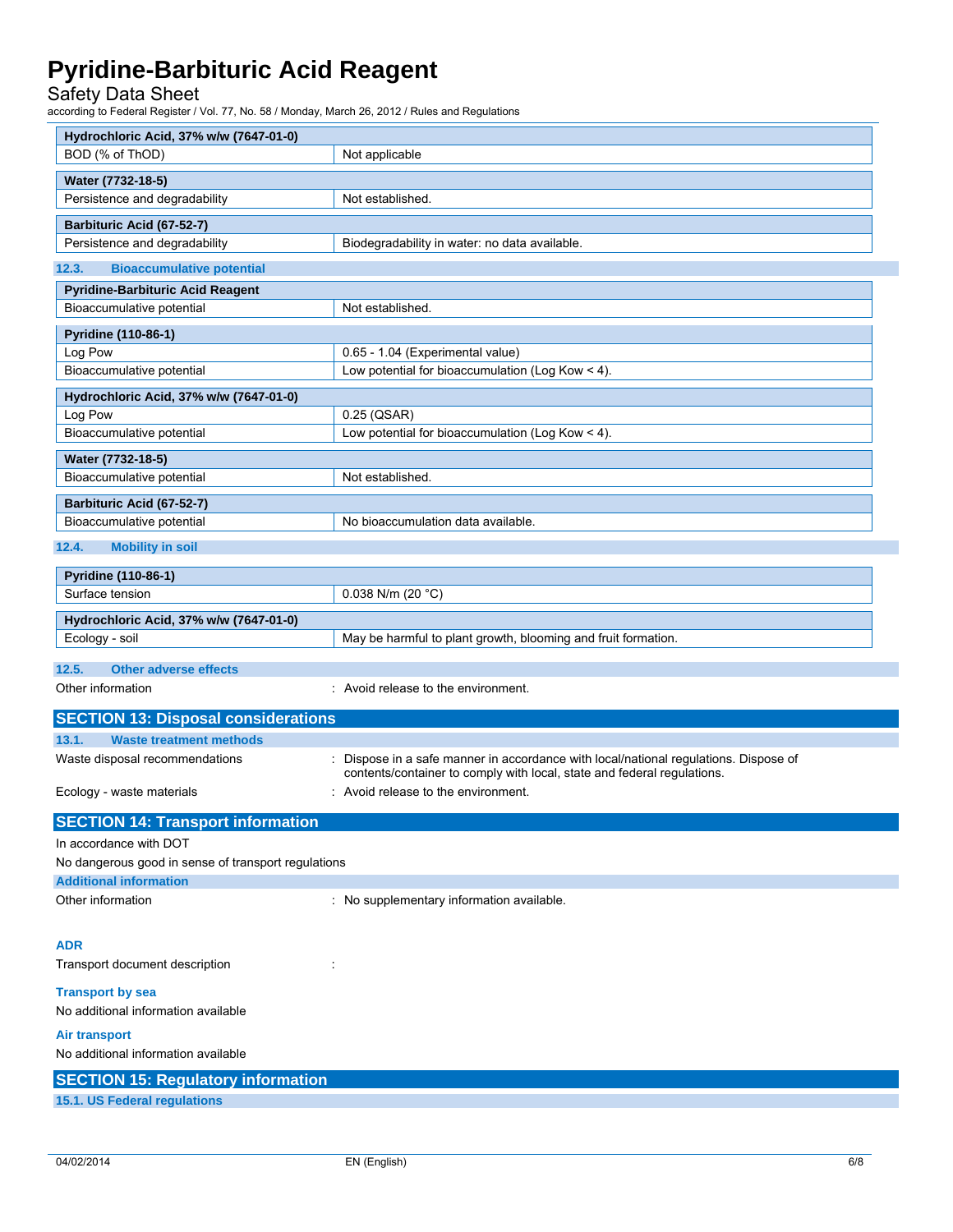| Hydrochloric Acid, 37% w/w (7647-01-0) | |
|---|---|
| BOD (% of ThOD) | Not applicable |

| Water (7732-18-5) | |
|---|---|
| Persistence and degradability | Not established. |

| Barbituric Acid (67-52-7) | |
|---|---|
| Persistence and degradability | Biodegradability in water: no data available. |

### 12.3. Bioaccumulative potential

| Pyridine-Barbituric Acid Reagent | |
|---|---|
| Bioaccumulative potential | Not established. |

| Pyridine (110-86-1) | |
|---|---|
| Log Pow | 0.65 - 1.04 (Experimental value) |
| Bioaccumulative potential | Low potential for bioaccumulation (Log Kow < 4). |

| Hydrochloric Acid, 37% w/w (7647-01-0) | |
|---|---|
| Log Pow | 0.25 (QSAR) |
| Bioaccumulative potential | Low potential for bioaccumulation (Log Kow < 4). |

| Water (7732-18-5) | |
|---|---|
| Bioaccumulative potential | Not established. |

| Barbituric Acid (67-52-7) | |
|---|---|
| Bioaccumulative potential | No bioaccumulation data available. |

### 12.4. Mobility in soil

| Pyridine (110-86-1) | |
|---|---|
| Surface tension | 0.038 N/m (20 °C) |

| Hydrochloric Acid, 37% w/w (7647-01-0) | |
|---|---|
| Ecology - soil | May be harmful to plant growth, blooming and fruit formation. |

### 12.5. Other adverse effects

Other information : Avoid release to the environment.

## SECTION 13: Disposal considerations

### 13.1. Waste treatment methods

Waste disposal recommendations : Dispose in a safe manner in accordance with local/national regulations. Dispose of contents/container to comply with local, state and federal regulations.

Ecology - waste materials : Avoid release to the environment.

## SECTION 14: Transport information

In accordance with DOT

No dangerous good in sense of transport regulations

### Additional information

Other information : No supplementary information available.

### ADR

Transport document description :

### Transport by sea

No additional information available

### Air transport

No additional information available

## SECTION 15: Regulatory information

### 15.1. US Federal regulations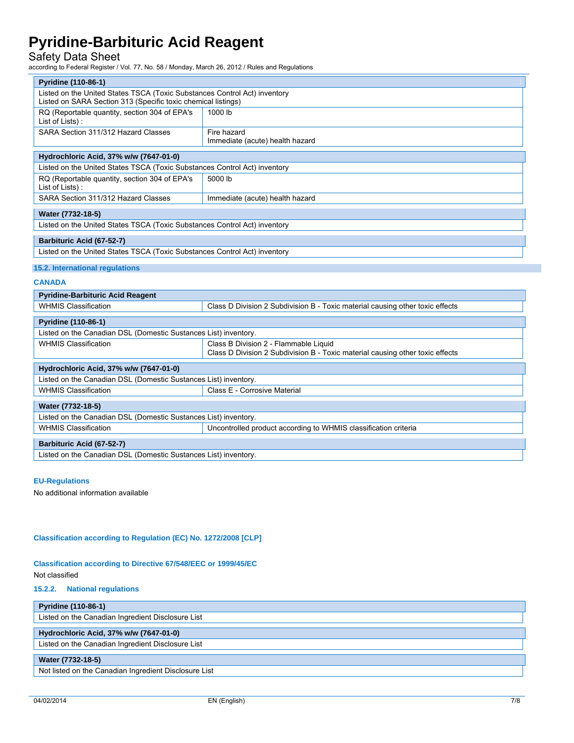| Pyridine (110-86-1) | |
|---|---|
| Listed on the United States TSCA (Toxic Substances Control Act) inventory<br>Listed on SARA Section 313 (Specific toxic chemical listings) | |
| RQ (Reportable quantity, section 304 of EPA's List of Lists) : | 1000 lb |
| SARA Section 311/312 Hazard Classes | Fire hazard<br>Immediate (acute) health hazard |

| Hydrochloric Acid, 37% w/w (7647-01-0) | |
|---|---|
| Listed on the United States TSCA (Toxic Substances Control Act) inventory | |
| RQ (Reportable quantity, section 304 of EPA's List of Lists) : | 5000 lb |
| SARA Section 311/312 Hazard Classes | Immediate (acute) health hazard |

| Water (7732-18-5) |
|---|
| Listed on the United States TSCA (Toxic Substances Control Act) inventory |

| Barbituric Acid (67-52-7) |
|---|
| Listed on the United States TSCA (Toxic Substances Control Act) inventory |

## 15.2. International regulations

### CANADA

| Pyridine-Barbituric Acid Reagent | |
|---|---|
| WHMIS Classification | Class D Division 2 Subdivision B - Toxic material causing other toxic effects |

| Pyridine (110-86-1) | |
|---|---|
| Listed on the Canadian DSL (Domestic Substances List) inventory. | |
| WHMIS Classification | Class B Division 2 - Flammable Liquid<br>Class D Division 2 Subdivision B - Toxic material causing other toxic effects |

| Hydrochloric Acid, 37% w/w (7647-01-0) | |
|---|---|
| Listed on the Canadian DSL (Domestic Substances List) inventory. | |
| WHMIS Classification | Class E - Corrosive Material |

| Water (7732-18-5) | |
|---|---|
| Listed on the Canadian DSL (Domestic Substances List) inventory. | |
| WHMIS Classification | Uncontrolled product according to WHMIS classification criteria |

| Barbituric Acid (67-52-7) |
|---|
| Listed on the Canadian DSL (Domestic Substances List) inventory. |

### EU-Regulations

No additional information available

#### Classification according to Regulation (EC) No. 1272/2008 [CLP]

#### Classification according to Directive 67/548/EEC or 1999/45/EC

Not classified

### 15.2.2. National regulations

| Pyridine (110-86-1) |
|---|
| Listed on the Canadian Ingredient Disclosure List |

| Hydrochloric Acid, 37% w/w (7647-01-0) |
|---|
| Listed on the Canadian Ingredient Disclosure List |

| Water (7732-18-5) |
|---|
| Not listed on the Canadian Ingredient Disclosure List |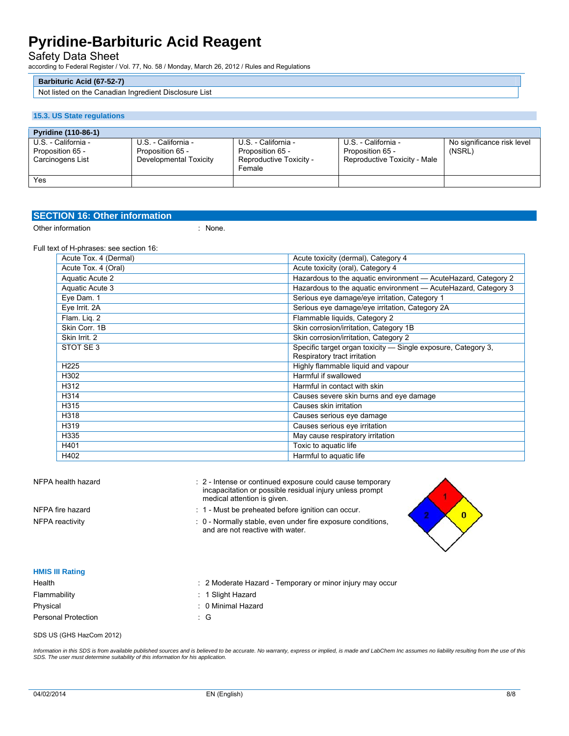| Barbituric Acid (67-52-7) |
|---|
| Not listed on the Canadian Ingredient Disclosure List |

### 15.3. US State regulations

| Pyridine (110-86-1) | | | | |
|---|---|---|---|---|
| U.S. - California - Proposition 65 - Carcinogens List | U.S. - California - Proposition 65 - Developmental Toxicity | U.S. - California - Proposition 65 - Reproductive Toxicity - Female | U.S. - California - Proposition 65 - Reproductive Toxicity - Male | No significance risk level (NSRL) |
| Yes | | | | |

## SECTION 16: Other information

Other information : None.

Full text of H-phrases: see section 16:

| | |
|---|---|
| Acute Tox. 4 (Dermal) | Acute toxicity (dermal), Category 4 |
| Acute Tox. 4 (Oral) | Acute toxicity (oral), Category 4 |
| Aquatic Acute 2 | Hazardous to the aquatic environment — AcuteHazard, Category 2 |
| Aquatic Acute 3 | Hazardous to the aquatic environment — AcuteHazard, Category 3 |
| Eye Dam. 1 | Serious eye damage/eye irritation, Category 1 |
| Eye Irrit. 2A | Serious eye damage/eye irritation, Category 2A |
| Flam. Liq. 2 | Flammable liquids, Category 2 |
| Skin Corr. 1B | Skin corrosion/irritation, Category 1B |
| Skin Irrit. 2 | Skin corrosion/irritation, Category 2 |
| STOT SE 3 | Specific target organ toxicity — Single exposure, Category 3, Respiratory tract irritation |
| H225 | Highly flammable liquid and vapour |
| H302 | Harmful if swallowed |
| H312 | Harmful in contact with skin |
| H314 | Causes severe skin burns and eye damage |
| H315 | Causes skin irritation |
| H318 | Causes serious eye damage |
| H319 | Causes serious eye irritation |
| H335 | May cause respiratory irritation |
| H401 | Toxic to aquatic life |
| H402 | Harmful to aquatic life |

NFPA health hazard : 2 - Intense or continued exposure could cause temporary incapacitation or possible residual injury unless prompt medical attention is given.

NFPA fire hazard : 1 - Must be preheated before ignition can occur.

NFPA reactivity : 0 - Normally stable, even under fire exposure conditions, and are not reactive with water.

1

2

0

### HMIS III Rating

Health : 2 Moderate Hazard - Temporary or minor injury may occur

Flammability : 1 Slight Hazard

Physical : 0 Minimal Hazard

Personal Protection : G

SDS US (GHS HazCom 2012)

*Information in this SDS is from available published sources and is believed to be accurate. No warranty, express or implied, is made and LabChem Inc assumes no liability resulting from the use of this SDS. The user must determine suitability of this information for his application.*